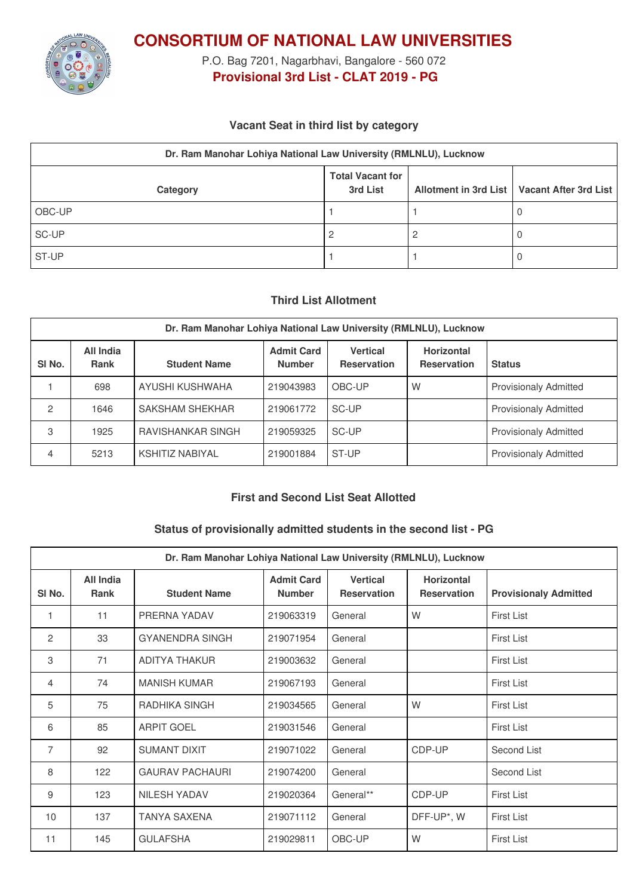# CONSORTIUM OF NATIONAL LAW UNIVERSITIES

P.O. Bag 7201, Nagarbhavi, Bangalore - 560 072

**Provisional 3rd List - CLAT 2019 - PG**

### Vacant Seat in third list by category

| Dr. Ram Manohar Lohiya National Law University (RMLNLU), Lucknow | | | |
|---|---|---|---|
| **Category** | **Total Vacant for 3rd List** | **Allotment in 3rd List** | **Vacant After 3rd List** |
| OBC-UP | 1 | 1 | 0 |
| SC-UP | 2 | 2 | 0 |
| ST-UP | 1 | 1 | 0 |

### Third List Allotment

| Dr. Ram Manohar Lohiya National Law University (RMLNLU), Lucknow | | | | | | |
|---|---|---|---|---|---|---|
| **Sl No.** | **All India Rank** | **Student Name** | **Admit Card Number** | **Vertical Reservation** | **Horizontal Reservation** | **Status** |
| 1 | 698 | AYUSHI KUSHWAHA | 219043983 | OBC-UP | W | Provisionaly Admitted |
| 2 | 1646 | SAKSHAM SHEKHAR | 219061772 | SC-UP | | Provisionaly Admitted |
| 3 | 1925 | RAVISHANKAR SINGH | 219059325 | SC-UP | | Provisionaly Admitted |
| 4 | 5213 | KSHITIZ NABIYAL | 219001884 | ST-UP | | Provisionaly Admitted |

### First and Second List Seat Allotted

### Status of provisionally admitted students in the second list - PG

| Dr. Ram Manohar Lohiya National Law University (RMLNLU), Lucknow | | | | | | |
|---|---|---|---|---|---|---|
| **Sl No.** | **All India Rank** | **Student Name** | **Admit Card Number** | **Vertical Reservation** | **Horizontal Reservation** | **Provisionaly Admitted** |
| 1 | 11 | PRERNA YADAV | 219063319 | General | W | First List |
| 2 | 33 | GYANENDRA SINGH | 219071954 | General | | First List |
| 3 | 71 | ADITYA THAKUR | 219003632 | General | | First List |
| 4 | 74 | MANISH KUMAR | 219067193 | General | | First List |
| 5 | 75 | RADHIKA SINGH | 219034565 | General | W | First List |
| 6 | 85 | ARPIT GOEL | 219031546 | General | | First List |
| 7 | 92 | SUMANT DIXIT | 219071022 | General | CDP-UP | Second List |
| 8 | 122 | GAURAV PACHAURI | 219074200 | General | | Second List |
| 9 | 123 | NILESH YADAV | 219020364 | General** | CDP-UP | First List |
| 10 | 137 | TANYA SAXENA | 219071112 | General | DFF-UP*, W | First List |
| 11 | 145 | GULAFSHA | 219029811 | OBC-UP | W | First List |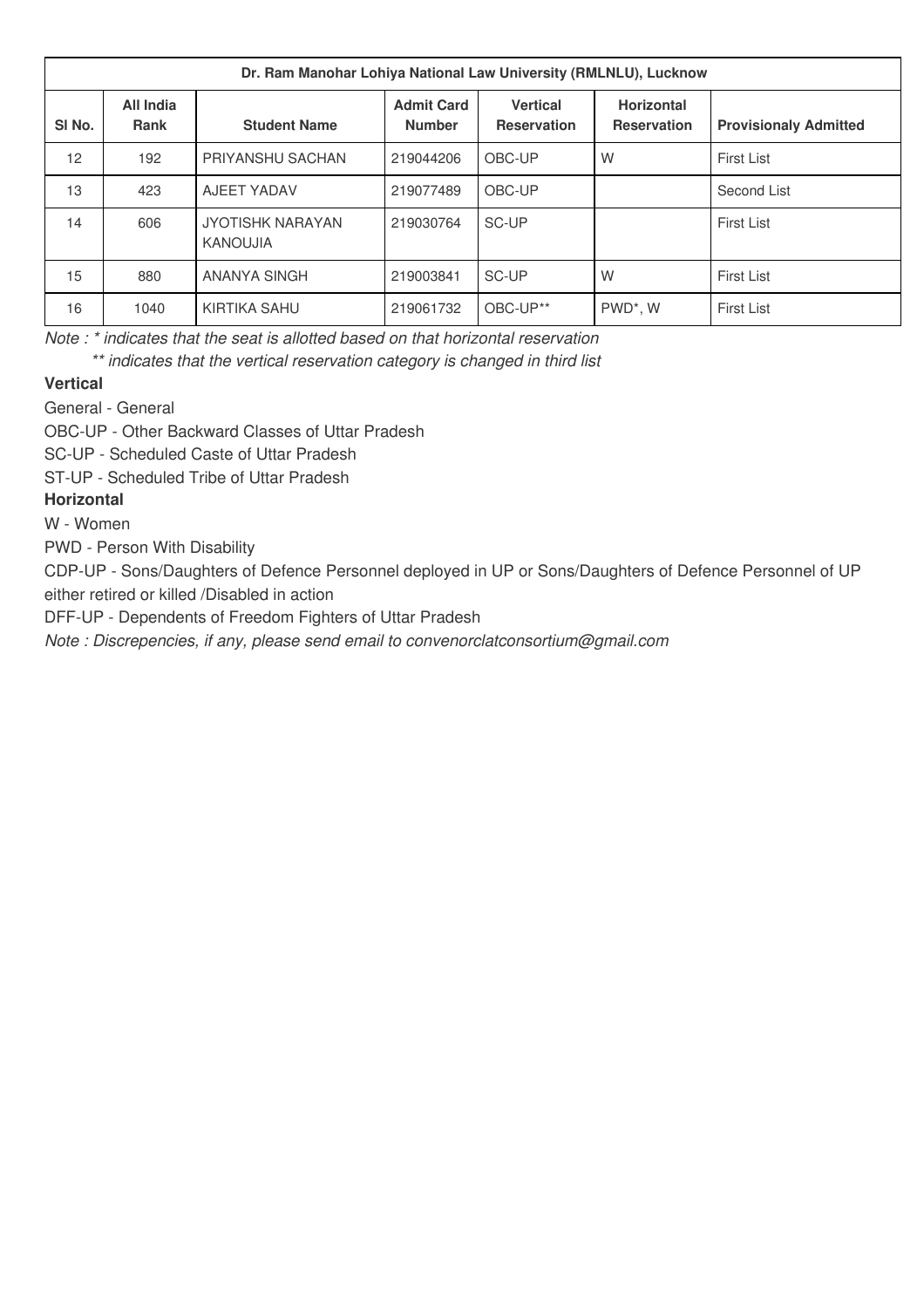| Dr. Ram Manohar Lohiya National Law University (RMLNLU), Lucknow | | | | | | |
|---|---|---|---|---|---|---|
| Sl No. | All India Rank | Student Name | Admit Card Number | Vertical Reservation | Horizontal Reservation | Provisionaly Admitted |
| 12 | 192 | PRIYANSHU SACHAN | 219044206 | OBC-UP | W | First List |
| 13 | 423 | AJEET YADAV | 219077489 | OBC-UP | | Second List |
| 14 | 606 | JYOTISHK NARAYAN KANOUJIA | 219030764 | SC-UP | | First List |
| 15 | 880 | ANANYA SINGH | 219003841 | SC-UP | W | First List |
| 16 | 1040 | KIRTIKA SAHU | 219061732 | OBC-UP** | PWD*, W | First List |

*Note : * indicates that the seat is allotted based on that horizontal reservation*

*** indicates that the vertical reservation category is changed in third list*

**Vertical**

General - General

OBC-UP - Other Backward Classes of Uttar Pradesh

SC-UP - Scheduled Caste of Uttar Pradesh

ST-UP - Scheduled Tribe of Uttar Pradesh

**Horizontal**

W - Women

PWD - Person With Disability

CDP-UP - Sons/Daughters of Defence Personnel deployed in UP or Sons/Daughters of Defence Personnel of UP either retired or killed /Disabled in action

DFF-UP - Dependents of Freedom Fighters of Uttar Pradesh

*Note : Discrepencies, if any, please send email to convenorclatconsortium@gmail.com*